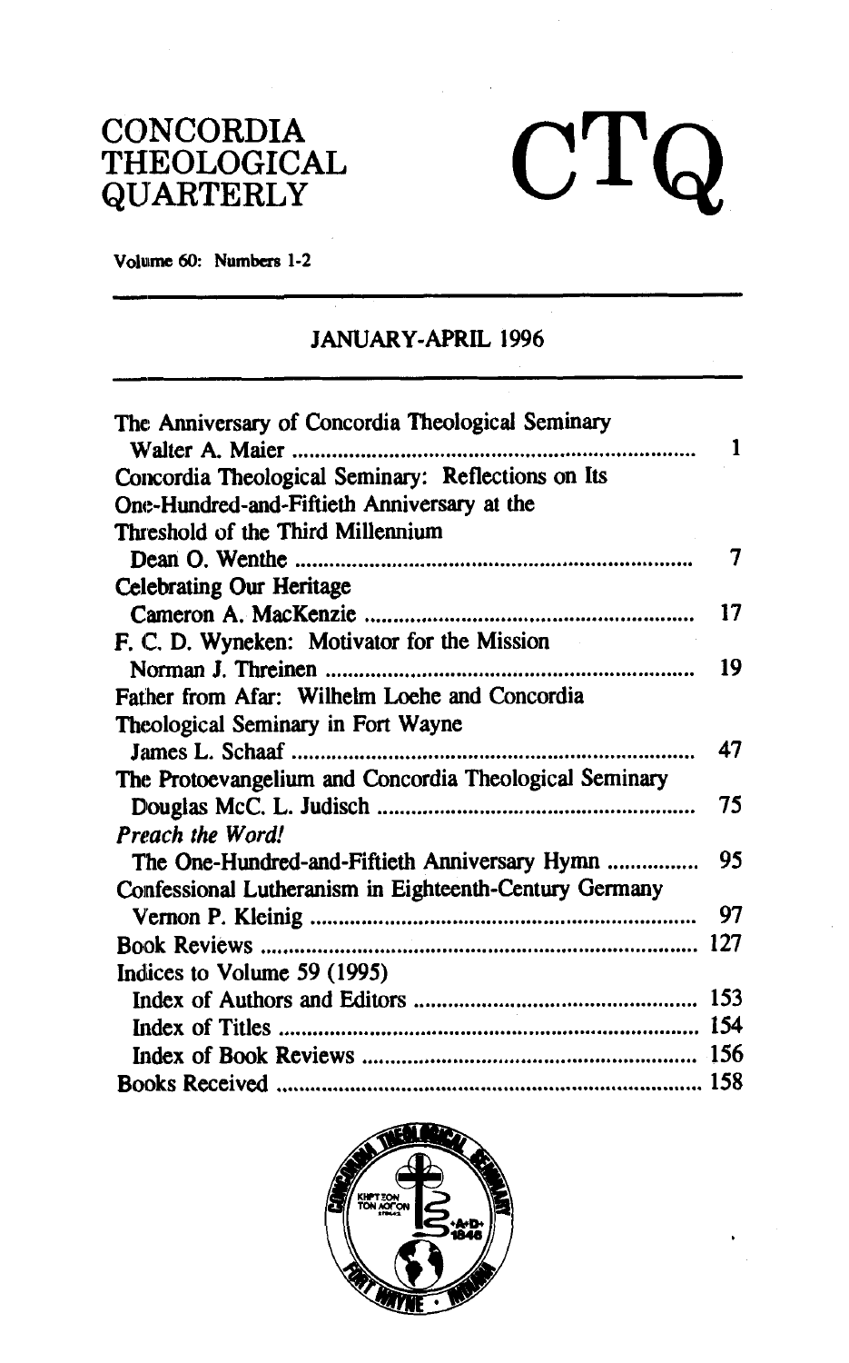# CONCORDIA THEOLOGICAL QUARTERLY

# CTQ

Volume 60: Numbers 1-2

## JANUARY-APRIL 1996

| | |
|---|---|
| The Anniversary of Concordia Theological Seminary<br>Walter A. Maier | 1 |
| Concordia Theological Seminary: Reflections on Its One-Hundred-and-Fiftieth Anniversary at the Threshold of the Third Millennium<br>Dean O. Wenthe | 7 |
| Celebrating Our Heritage<br>Cameron A. MacKenzie | 17 |
| F. C. D. Wyneken: Motivator for the Mission<br>Norman J. Threinen | 19 |
| Father from Afar: Wilhelm Loehe and Concordia Theological Seminary in Fort Wayne<br>James L. Schaaf | 47 |
| The Protoevangelium and Concordia Theological Seminary<br>Douglas McC. L. Judisch | 75 |
| *Preach the Word!*<br>The One-Hundred-and-Fiftieth Anniversary Hymn | 95 |
| Confessional Lutheranism in Eighteenth-Century Germany<br>Vernon P. Kleinig | 97 |
| Book Reviews | 127 |
| Indices to Volume 59 (1995) | |
| Index of Authors and Editors | 153 |
| Index of Titles | 154 |
| Index of Book Reviews | 156 |
| Books Received | 158 |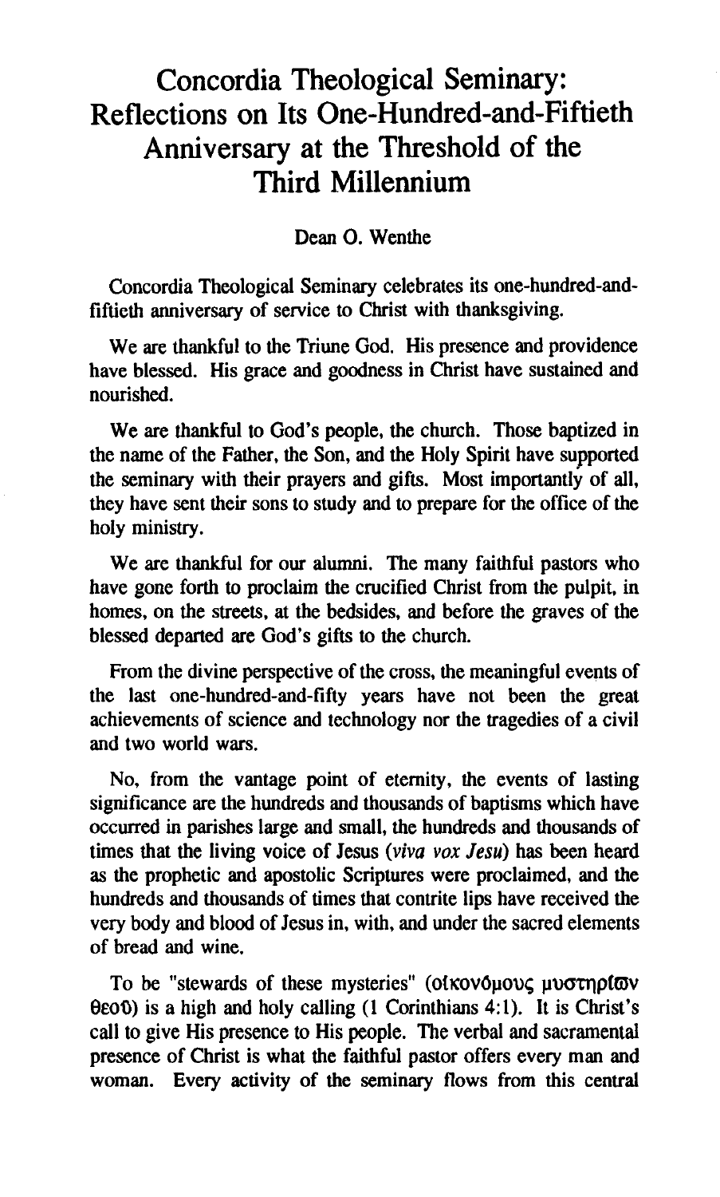# Concordia Theological Seminary: Reflections on Its One-Hundred-and-Fiftieth Anniversary at the Threshold of the Third Millennium

Dean O. Wenthe

Concordia Theological Seminary celebrates its one-hundred-and-fiftieth anniversary of service to Christ with thanksgiving.

We are thankful to the Triune God. His presence and providence have blessed. His grace and goodness in Christ have sustained and nourished.

We are thankful to God's people, the church. Those baptized in the name of the Father, the Son, and the Holy Spirit have supported the seminary with their prayers and gifts. Most importantly of all, they have sent their sons to study and to prepare for the office of the holy ministry.

We are thankful for our alumni. The many faithful pastors who have gone forth to proclaim the crucified Christ from the pulpit, in homes, on the streets, at the bedsides, and before the graves of the blessed departed are God's gifts to the church.

From the divine perspective of the cross, the meaningful events of the last one-hundred-and-fifty years have not been the great achievements of science and technology nor the tragedies of a civil and two world wars.

No, from the vantage point of eternity, the events of lasting significance are the hundreds and thousands of baptisms which have occurred in parishes large and small, the hundreds and thousands of times that the living voice of Jesus (*viva vox Jesu*) has been heard as the prophetic and apostolic Scriptures were proclaimed, and the hundreds and thousands of times that contrite lips have received the very body and blood of Jesus in, with, and under the sacred elements of bread and wine.

To be "stewards of these mysteries" (οἰκονόμους μυστηρίων θεοῦ) is a high and holy calling (1 Corinthians 4:1). It is Christ's call to give His presence to His people. The verbal and sacramental presence of Christ is what the faithful pastor offers every man and woman. Every activity of the seminary flows from this central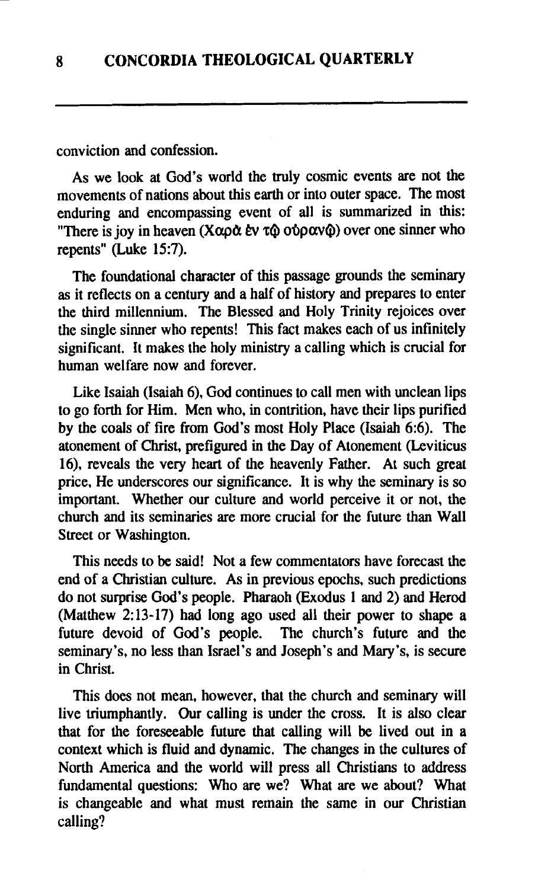conviction and confession.

As we look at God's world the truly cosmic events are not the movements of nations about this earth or into outer space. The most enduring and encompassing event of all is summarized in this: "There is joy in heaven (Χαρὰ ἐν τῷ οὐρανῷ) over one sinner who repents" (Luke 15:7).

The foundational character of this passage grounds the seminary as it reflects on a century and a half of history and prepares to enter the third millennium. The Blessed and Holy Trinity rejoices over the single sinner who repents! This fact makes each of us infinitely significant. It makes the holy ministry a calling which is crucial for human welfare now and forever.

Like Isaiah (Isaiah 6), God continues to call men with unclean lips to go forth for Him. Men who, in contrition, have their lips purified by the coals of fire from God's most Holy Place (Isaiah 6:6). The atonement of Christ, prefigured in the Day of Atonement (Leviticus 16), reveals the very heart of the heavenly Father. At such great price, He underscores our significance. It is why the seminary is so important. Whether our culture and world perceive it or not, the church and its seminaries are more crucial for the future than Wall Street or Washington.

This needs to be said! Not a few commentators have forecast the end of a Christian culture. As in previous epochs, such predictions do not surprise God's people. Pharaoh (Exodus 1 and 2) and Herod (Matthew 2:13-17) had long ago used all their power to shape a future devoid of God's people. The church's future and the seminary's, no less than Israel's and Joseph's and Mary's, is secure in Christ.

This does not mean, however, that the church and seminary will live triumphantly. Our calling is under the cross. It is also clear that for the foreseeable future that calling will be lived out in a context which is fluid and dynamic. The changes in the cultures of North America and the world will press all Christians to address fundamental questions: Who are we? What are we about? What is changeable and what must remain the same in our Christian calling?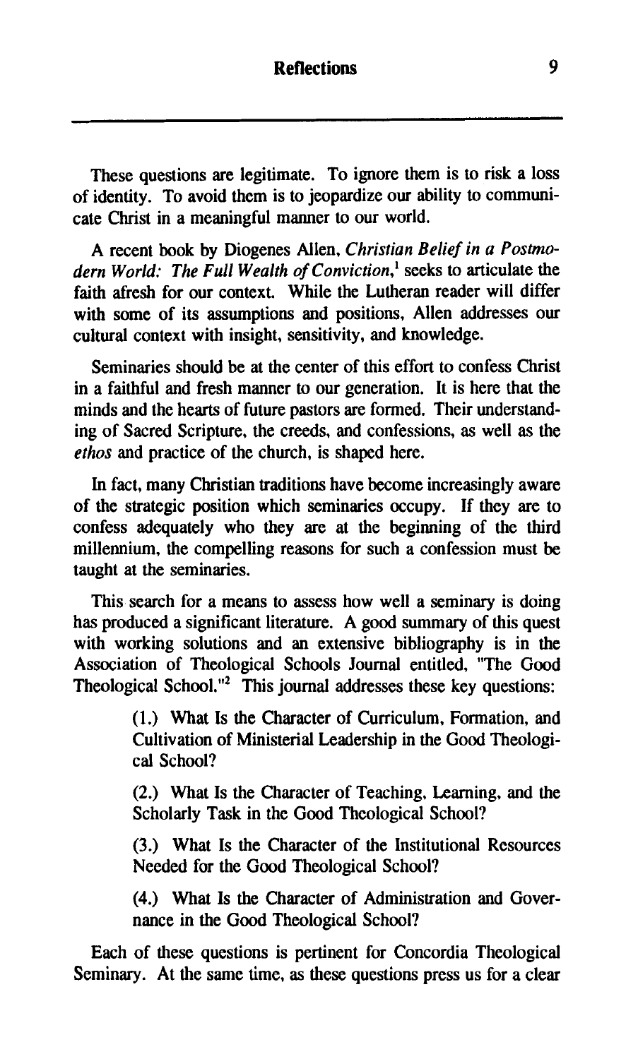These questions are legitimate. To ignore them is to risk a loss of identity. To avoid them is to jeopardize our ability to communicate Christ in a meaningful manner to our world.

A recent book by Diogenes Allen, *Christian Belief in a Postmodern World: The Full Wealth of Conviction*,[1] seeks to articulate the faith afresh for our context. While the Lutheran reader will differ with some of its assumptions and positions, Allen addresses our cultural context with insight, sensitivity, and knowledge.

Seminaries should be at the center of this effort to confess Christ in a faithful and fresh manner to our generation. It is here that the minds and the hearts of future pastors are formed. Their understanding of Sacred Scripture, the creeds, and confessions, as well as the *ethos* and practice of the church, is shaped here.

In fact, many Christian traditions have become increasingly aware of the strategic position which seminaries occupy. If they are to confess adequately who they are at the beginning of the third millennium, the compelling reasons for such a confession must be taught at the seminaries.

This search for a means to assess how well a seminary is doing has produced a significant literature. A good summary of this quest with working solutions and an extensive bibliography is in the Association of Theological Schools Journal entitled, "The Good Theological School."[2] This journal addresses these key questions:

> (1.) What Is the Character of Curriculum, Formation, and Cultivation of Ministerial Leadership in the Good Theological School?
>
> (2.) What Is the Character of Teaching, Learning, and the Scholarly Task in the Good Theological School?
>
> (3.) What Is the Character of the Institutional Resources Needed for the Good Theological School?
>
> (4.) What Is the Character of Administration and Governance in the Good Theological School?

Each of these questions is pertinent for Concordia Theological Seminary. At the same time, as these questions press us for a clear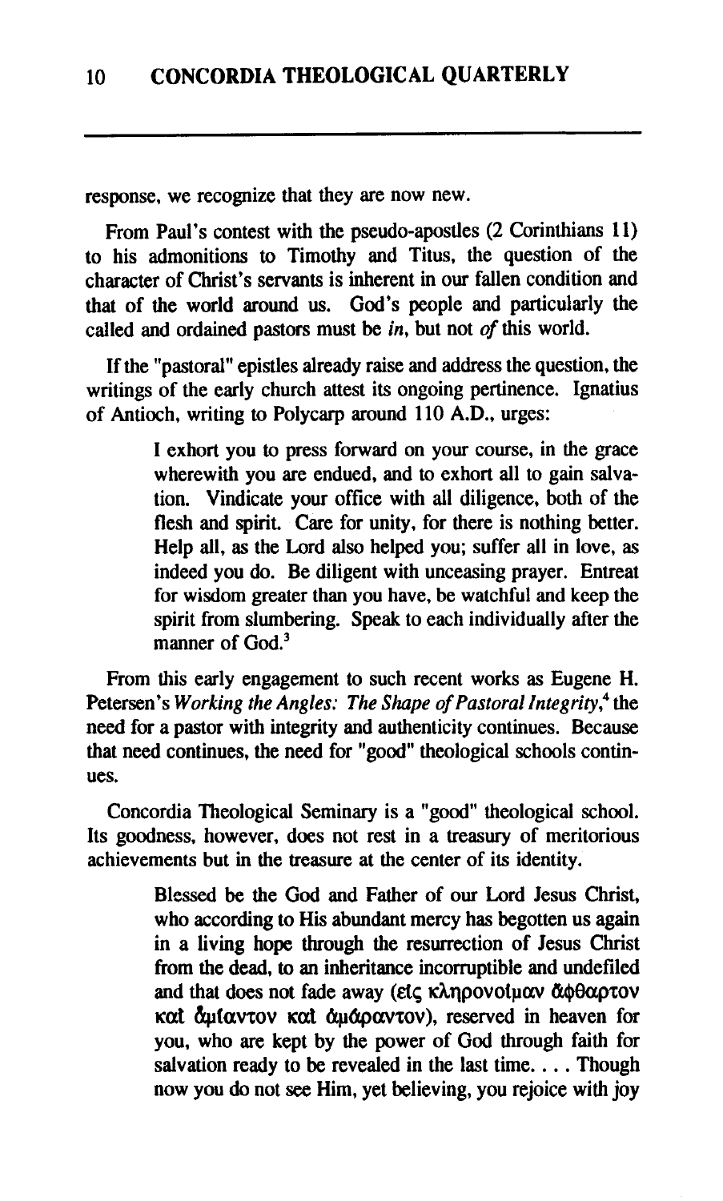response, we recognize that they are now new.

From Paul's contest with the pseudo-apostles (2 Corinthians 11) to his admonitions to Timothy and Titus, the question of the character of Christ's servants is inherent in our fallen condition and that of the world around us. God's people and particularly the called and ordained pastors must be *in*, but not *of* this world.

If the "pastoral" epistles already raise and address the question, the writings of the early church attest its ongoing pertinence. Ignatius of Antioch, writing to Polycarp around 110 A.D., urges:

> I exhort you to press forward on your course, in the grace wherewith you are endued, and to exhort all to gain salvation. Vindicate your office with all diligence, both of the flesh and spirit. Care for unity, for there is nothing better. Help all, as the Lord also helped you; suffer all in love, as indeed you do. Be diligent with unceasing prayer. Entreat for wisdom greater than you have, be watchful and keep the spirit from slumbering. Speak to each individually after the manner of God.[3]

From this early engagement to such recent works as Eugene H. Petersen's *Working the Angles: The Shape of Pastoral Integrity*,[4] the need for a pastor with integrity and authenticity continues. Because that need continues, the need for "good" theological schools continues.

Concordia Theological Seminary is a "good" theological school. Its goodness, however, does not rest in a treasury of meritorious achievements but in the treasure at the center of its identity.

> Blessed be the God and Father of our Lord Jesus Christ, who according to His abundant mercy has begotten us again in a living hope through the resurrection of Jesus Christ from the dead, to an inheritance incorruptible and undefiled and that does not fade away (εἰς κληρονομίαν ἄφθαρτον καὶ ἀμίαντον καὶ ἀμάραντον), reserved in heaven for you, who are kept by the power of God through faith for salvation ready to be revealed in the last time. . . . Though now you do not see Him, yet believing, you rejoice with joy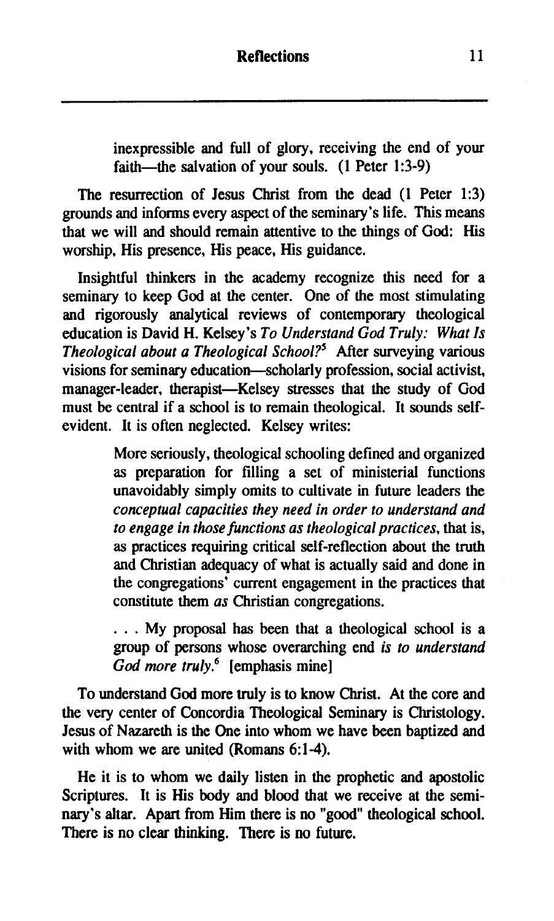> inexpressible and full of glory, receiving the end of your faith—the salvation of your souls. (1 Peter 1:3-9)

The resurrection of Jesus Christ from the dead (1 Peter 1:3) grounds and informs every aspect of the seminary's life. This means that we will and should remain attentive to the things of God: His worship, His presence, His peace, His guidance.

Insightful thinkers in the academy recognize this need for a seminary to keep God at the center. One of the most stimulating and rigorously analytical reviews of contemporary theological education is David H. Kelsey's *To Understand God Truly: What Is Theological about a Theological School?*[5] After surveying various visions for seminary education—scholarly profession, social activist, manager-leader, therapist—Kelsey stresses that the study of God must be central if a school is to remain theological. It sounds self-evident. It is often neglected. Kelsey writes:

> More seriously, theological schooling defined and organized as preparation for filling a set of ministerial functions unavoidably simply omits to cultivate in future leaders the *conceptual capacities they need in order to understand and to engage in those functions as theological practices*, that is, as practices requiring critical self-reflection about the truth and Christian adequacy of what is actually said and done in the congregations' current engagement in the practices that constitute them *as* Christian congregations.
>
> . . . My proposal has been that a theological school is a group of persons whose overarching end *is to understand God more truly*.[6] [emphasis mine]

To understand God more truly is to know Christ. At the core and the very center of Concordia Theological Seminary is Christology. Jesus of Nazareth is the One into whom we have been baptized and with whom we are united (Romans 6:1-4).

He it is to whom we daily listen in the prophetic and apostolic Scriptures. It is His body and blood that we receive at the seminary's altar. Apart from Him there is no "good" theological school. There is no clear thinking. There is no future.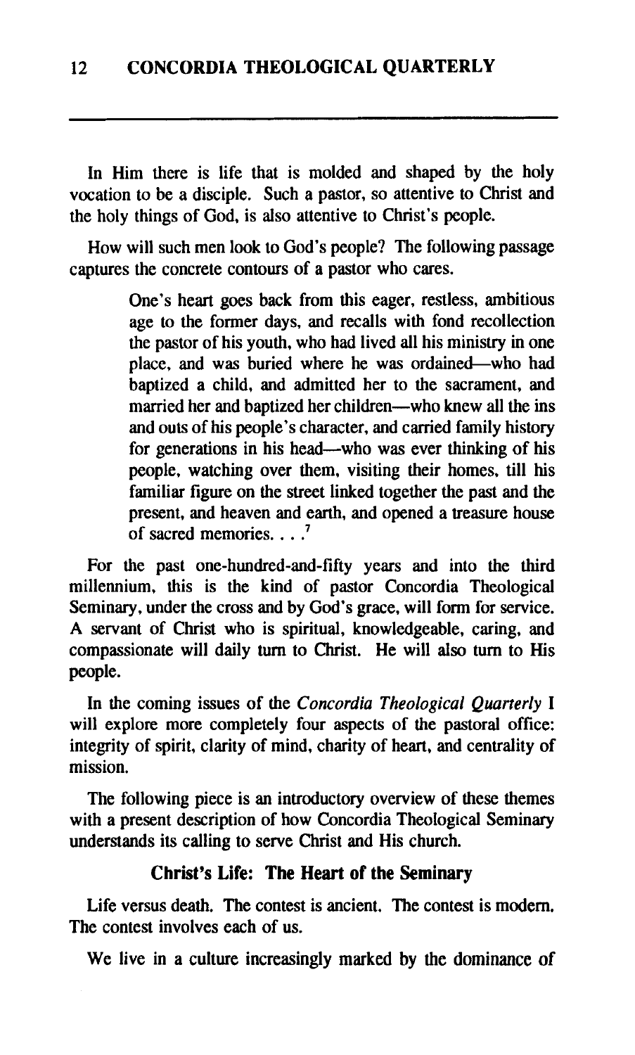In Him there is life that is molded and shaped by the holy vocation to be a disciple. Such a pastor, so attentive to Christ and the holy things of God, is also attentive to Christ's people.

How will such men look to God's people? The following passage captures the concrete contours of a pastor who cares.

> One's heart goes back from this eager, restless, ambitious age to the former days, and recalls with fond recollection the pastor of his youth, who had lived all his ministry in one place, and was buried where he was ordained—who had baptized a child, and admitted her to the sacrament, and married her and baptized her children—who knew all the ins and outs of his people's character, and carried family history for generations in his head—who was ever thinking of his people, watching over them, visiting their homes, till his familiar figure on the street linked together the past and the present, and heaven and earth, and opened a treasure house of sacred memories. . . .[7]

For the past one-hundred-and-fifty years and into the third millennium, this is the kind of pastor Concordia Theological Seminary, under the cross and by God's grace, will form for service. A servant of Christ who is spiritual, knowledgeable, caring, and compassionate will daily turn to Christ. He will also turn to His people.

In the coming issues of the *Concordia Theological Quarterly* I will explore more completely four aspects of the pastoral office: integrity of spirit, clarity of mind, charity of heart, and centrality of mission.

The following piece is an introductory overview of these themes with a present description of how Concordia Theological Seminary understands its calling to serve Christ and His church.

### Christ's Life: The Heart of the Seminary

Life versus death. The contest is ancient. The contest is modern. The contest involves each of us.

We live in a culture increasingly marked by the dominance of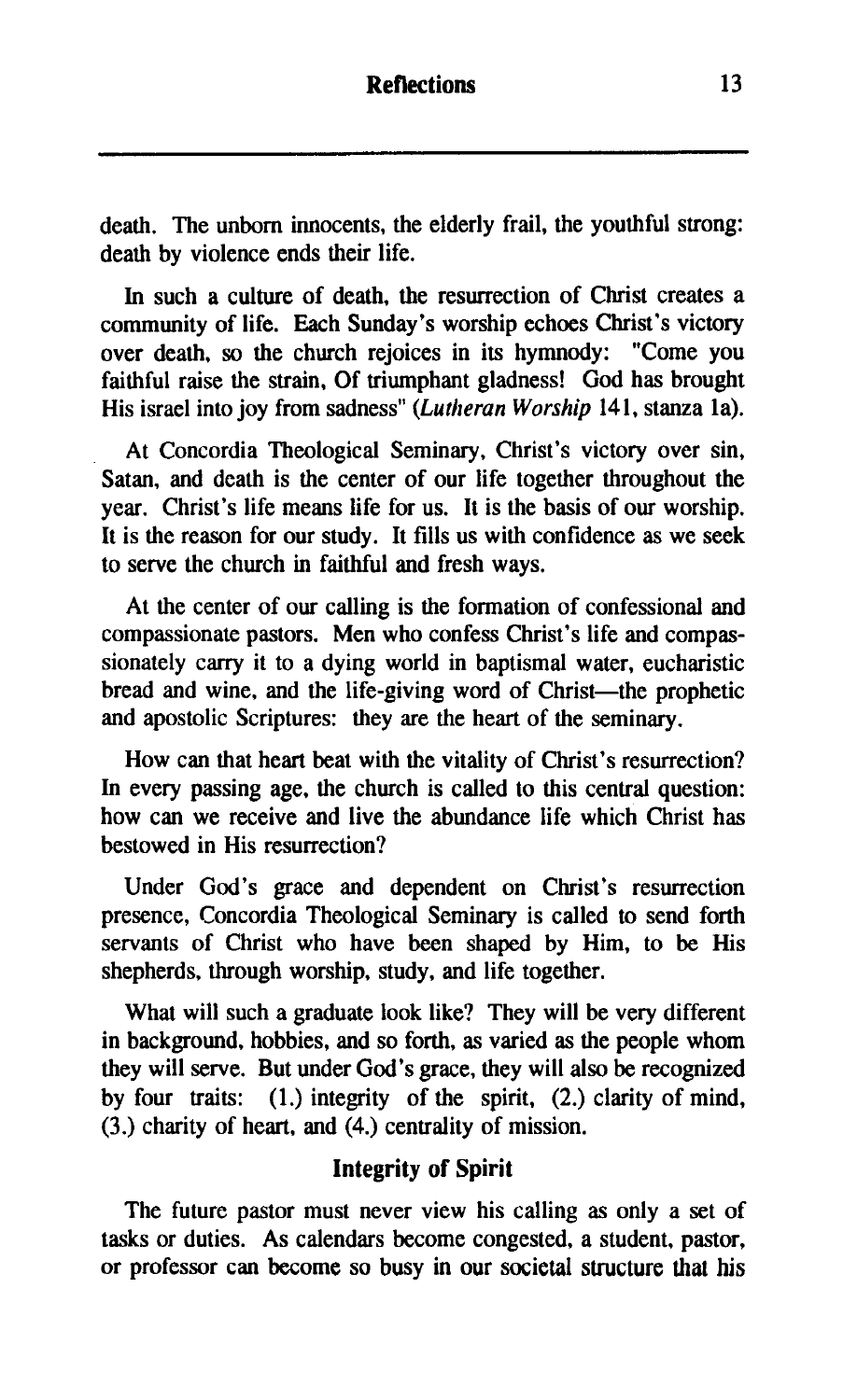death. The unborn innocents, the elderly frail, the youthful strong: death by violence ends their life.

In such a culture of death, the resurrection of Christ creates a community of life. Each Sunday's worship echoes Christ's victory over death, so the church rejoices in its hymnody: "Come you faithful raise the strain, Of triumphant gladness! God has brought His israel into joy from sadness" (*Lutheran Worship* 141, stanza 1a).

At Concordia Theological Seminary, Christ's victory over sin, Satan, and death is the center of our life together throughout the year. Christ's life means life for us. It is the basis of our worship. It is the reason for our study. It fills us with confidence as we seek to serve the church in faithful and fresh ways.

At the center of our calling is the formation of confessional and compassionate pastors. Men who confess Christ's life and compassionately carry it to a dying world in baptismal water, eucharistic bread and wine, and the life-giving word of Christ—the prophetic and apostolic Scriptures: they are the heart of the seminary.

How can that heart beat with the vitality of Christ's resurrection? In every passing age, the church is called to this central question: how can we receive and live the abundance life which Christ has bestowed in His resurrection?

Under God's grace and dependent on Christ's resurrection presence, Concordia Theological Seminary is called to send forth servants of Christ who have been shaped by Him, to be His shepherds, through worship, study, and life together.

What will such a graduate look like? They will be very different in background, hobbies, and so forth, as varied as the people whom they will serve. But under God's grace, they will also be recognized by four traits: (1.) integrity of the spirit, (2.) clarity of mind, (3.) charity of heart, and (4.) centrality of mission.

## Integrity of Spirit

The future pastor must never view his calling as only a set of tasks or duties. As calendars become congested, a student, pastor, or professor can become so busy in our societal structure that his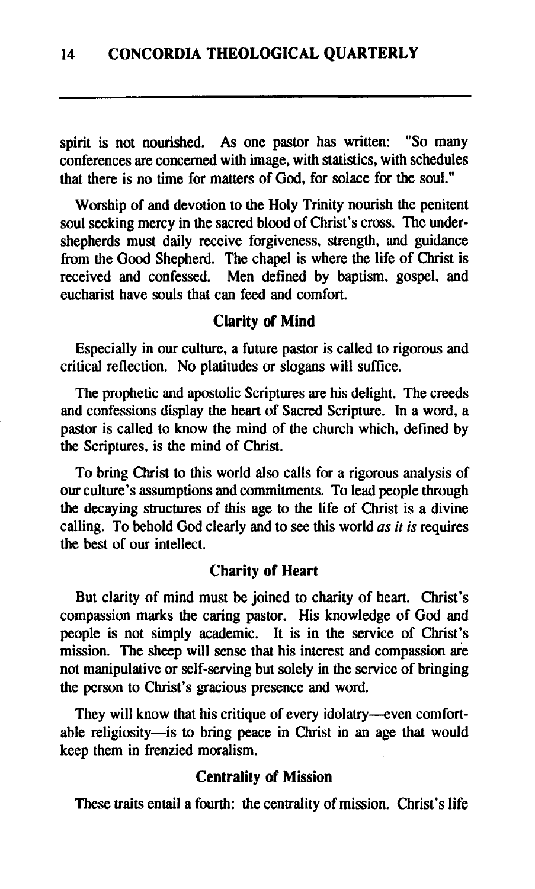spirit is not nourished. As one pastor has written: "So many conferences are concerned with image, with statistics, with schedules that there is no time for matters of God, for solace for the soul."

Worship of and devotion to the Holy Trinity nourish the penitent soul seeking mercy in the sacred blood of Christ's cross. The under-shepherds must daily receive forgiveness, strength, and guidance from the Good Shepherd. The chapel is where the life of Christ is received and confessed. Men defined by baptism, gospel, and eucharist have souls that can feed and comfort.

### Clarity of Mind

Especially in our culture, a future pastor is called to rigorous and critical reflection. No platitudes or slogans will suffice.

The prophetic and apostolic Scriptures are his delight. The creeds and confessions display the heart of Sacred Scripture. In a word, a pastor is called to know the mind of the church which, defined by the Scriptures, is the mind of Christ.

To bring Christ to this world also calls for a rigorous analysis of our culture's assumptions and commitments. To lead people through the decaying structures of this age to the life of Christ is a divine calling. To behold God clearly and to see this world *as it is* requires the best of our intellect.

### Charity of Heart

But clarity of mind must be joined to charity of heart. Christ's compassion marks the caring pastor. His knowledge of God and people is not simply academic. It is in the service of Christ's mission. The sheep will sense that his interest and compassion are not manipulative or self-serving but solely in the service of bringing the person to Christ's gracious presence and word.

They will know that his critique of every idolatry—even comfortable religiosity—is to bring peace in Christ in an age that would keep them in frenzied moralism.

### Centrality of Mission

These traits entail a fourth: the centrality of mission. Christ's life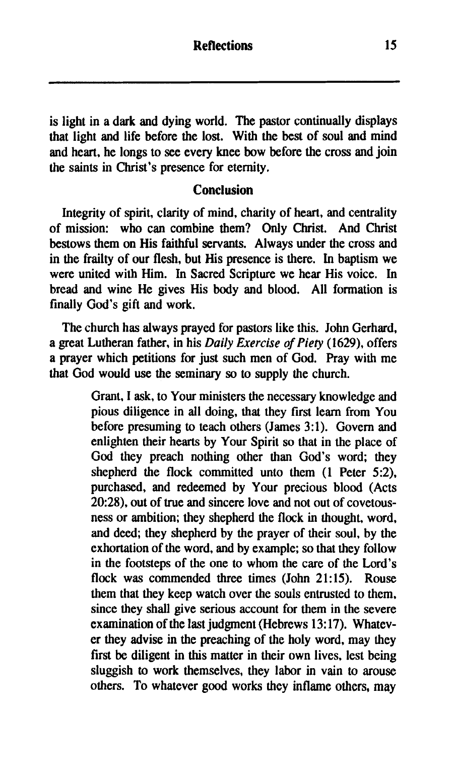is light in a dark and dying world. The pastor continually displays that light and life before the lost. With the best of soul and mind and heart, he longs to see every knee bow before the cross and join the saints in Christ's presence for eternity.

### Conclusion

Integrity of spirit, clarity of mind, charity of heart, and centrality of mission: who can combine them? Only Christ. And Christ bestows them on His faithful servants. Always under the cross and in the frailty of our flesh, but His presence is there. In baptism we were united with Him. In Sacred Scripture we hear His voice. In bread and wine He gives His body and blood. All formation is finally God's gift and work.

The church has always prayed for pastors like this. John Gerhard, a great Lutheran father, in his *Daily Exercise of Piety* (1629), offers a prayer which petitions for just such men of God. Pray with me that God would use the seminary so to supply the church.

> Grant, I ask, to Your ministers the necessary knowledge and pious diligence in all doing, that they first learn from You before presuming to teach others (James 3:1). Govern and enlighten their hearts by Your Spirit so that in the place of God they preach nothing other than God's word; they shepherd the flock committed unto them (1 Peter 5:2), purchased, and redeemed by Your precious blood (Acts 20:28), out of true and sincere love and not out of covetousness or ambition; they shepherd the flock in thought, word, and deed; they shepherd by the prayer of their soul, by the exhortation of the word, and by example; so that they follow in the footsteps of the one to whom the care of the Lord's flock was commended three times (John 21:15). Rouse them that they keep watch over the souls entrusted to them, since they shall give serious account for them in the severe examination of the last judgment (Hebrews 13:17). Whatever they advise in the preaching of the holy word, may they first be diligent in this matter in their own lives, lest being sluggish to work themselves, they labor in vain to arouse others. To whatever good works they inflame others, may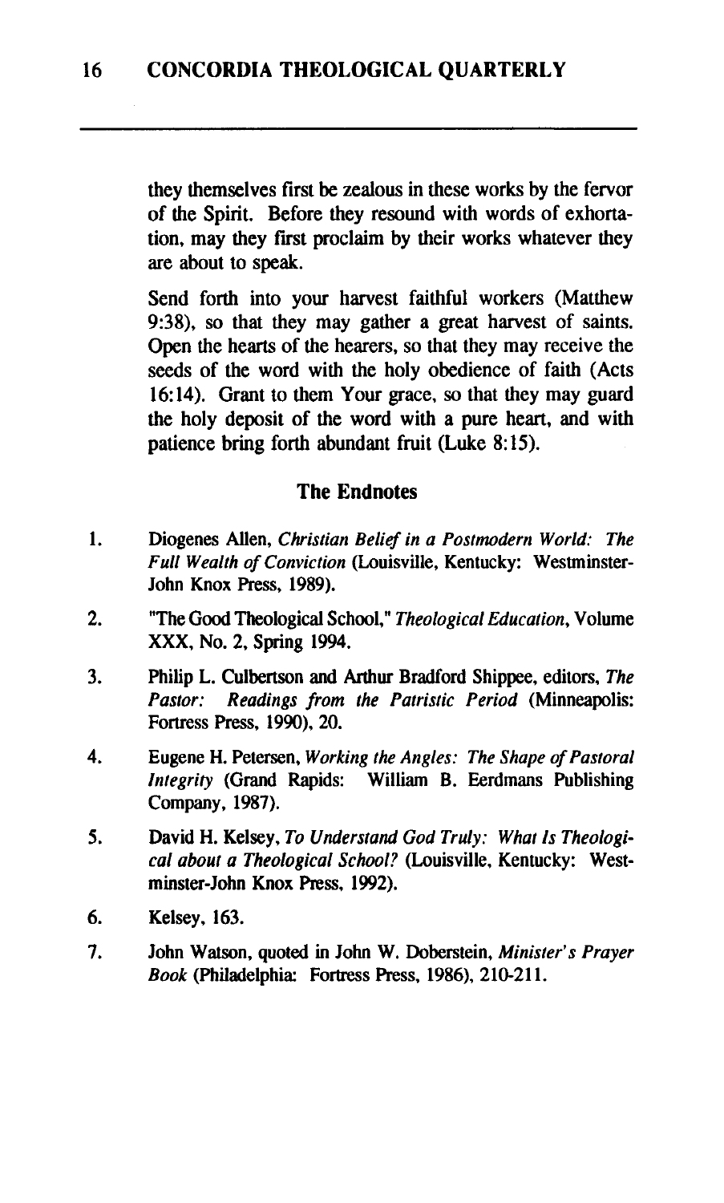they themselves first be zealous in these works by the fervor of the Spirit. Before they resound with words of exhortation, may they first proclaim by their works whatever they are about to speak.

Send forth into your harvest faithful workers (Matthew 9:38), so that they may gather a great harvest of saints. Open the hearts of the hearers, so that they may receive the seeds of the word with the holy obedience of faith (Acts 16:14). Grant to them Your grace, so that they may guard the holy deposit of the word with a pure heart, and with patience bring forth abundant fruit (Luke 8:15).

## The Endnotes

1. Diogenes Allen, *Christian Belief in a Postmodern World: The Full Wealth of Conviction* (Louisville, Kentucky: Westminster-John Knox Press, 1989).
2. "The Good Theological School," *Theological Education*, Volume XXX, No. 2, Spring 1994.
3. Philip L. Culbertson and Arthur Bradford Shippee, editors, *The Pastor: Readings from the Patristic Period* (Minneapolis: Fortress Press, 1990), 20.
4. Eugene H. Petersen, *Working the Angles: The Shape of Pastoral Integrity* (Grand Rapids: William B. Eerdmans Publishing Company, 1987).
5. David H. Kelsey, *To Understand God Truly: What Is Theological about a Theological School?* (Louisville, Kentucky: Westminster-John Knox Press, 1992).
6. Kelsey, 163.
7. John Watson, quoted in John W. Doberstein, *Minister's Prayer Book* (Philadelphia: Fortress Press, 1986), 210-211.